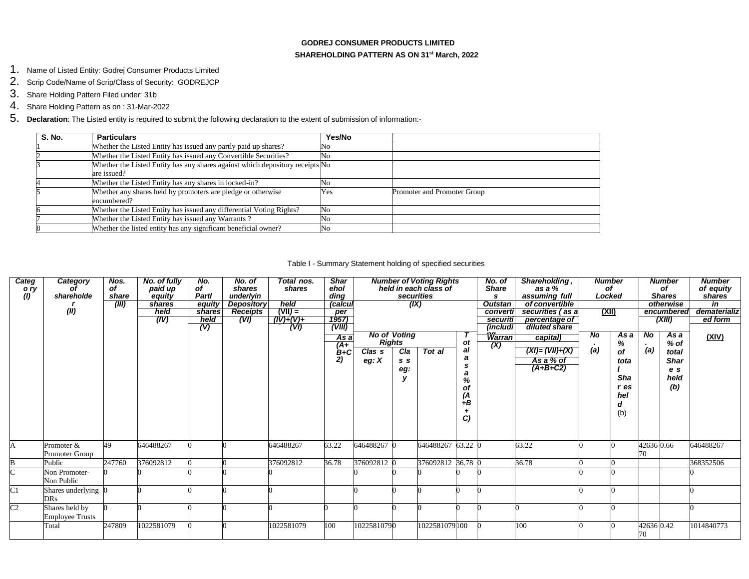# GODREJ CONSUMER PRODUCTS LIMITED

## SHAREHOLDING PATTERN AS ON 31st March, 2022

1. Name of Listed Entity: Godrej Consumer Products Limited
2. Scrip Code/Name of Scrip/Class of Security: GODREJCP
3. Share Holding Pattern Filed under: 31b
4. Share Holding Pattern as on : 31-Mar-2022
5. **Declaration**: The Listed entity is required to submit the following declaration to the extent of submission of information:-

| S. No. | Particulars | Yes/No | |
|---|---|---|---|
| 1 | Whether the Listed Entity has issued any partly paid up shares? | No | |
| 2 | Whether the Listed Entity has issued any Convertible Securities? | No | |
| 3 | Whether the Listed Entity has any shares against which depository receipts are issued? | No | |
| 4 | Whether the Listed Entity has any shares in locked-in? | No | |
| 5 | Whether any shares held by promoters are pledge or otherwise encumbered? | Yes | Promoter and Promoter Group |
| 6 | Whether the Listed Entity has issued any differential Voting Rights? | No | |
| 7 | Whether the Listed Entity has issued any Warrants ? | No | |
| 8 | Whether the listed entity has any significant beneficial owner? | No | |

Table I - Summary Statement holding of specified securities

| Category (I) | Category of shareholder (II) | Nos. of shareholders (III) | No. of fully paid up equity shares held (IV) | No. of Partly paid-up equity shares held (V) | No. of shares underlying Depository Receipts (VI) | Total nos. shares held (VII) = (IV)+(V)+(VI) | Shareholding as a % of total no. of shares (calculated as per SCRR, 1957) (VIII) As a % of (A+B+C2) | Number of Voting Rights held in each class of securities (IX) | | | | No. of Shares Underlying Outstanding convertible securities (including Warrants) (X) | Shareholding, as a % assuming full conversion of convertible securities ( as a percentage of diluted share capital) (XI)= (VII)+(X) As a % of (A+B+C2) | Number of Locked in shares (XII) | | Number of Shares pledged or otherwise encumbered (XIII) | | Number of equity shares held in dematerialized form (XIV) |
|---|---|---|---|---|---|---|---|---|---|---|---|---|---|---|---|---|---|---|
| | | | | | | | | No of Voting Rights | | | Total as a % of (A+B+C) | | | No. (a) | As a % of total Shares held (b) | No. (a) | As a % of total Shares held (b) | |
| | | | | | | | | Class eg: X | Class eg: y | Total | | | | | | | | |
| A | Promoter & Promoter Group | 49 | 646488267 | 0 | 0 | 646488267 | 63.22 | 646488267 | 0 | 646488267 | 63.22 | 0 | 63.22 | 0 | 0 | 4263670 | 0.66 | 646488267 |
| B | Public | 247760 | 376092812 | 0 | 0 | 376092812 | 36.78 | 376092812 | 0 | 376092812 | 36.78 | 0 | 36.78 | 0 | 0 | | | 368352506 |
| C | Non Promoter-Non Public | 0 | 0 | 0 | 0 | 0 | | 0 | 0 | 0 | 0 | 0 | | 0 | 0 | | | 0 |
| C1 | Shares underlying DRs | 0 | 0 | 0 | 0 | 0 | | 0 | 0 | 0 | 0 | 0 | | 0 | 0 | | | 0 |
| C2 | Shares held by Employee Trusts | 0 | 0 | 0 | 0 | 0 | 0 | 0 | 0 | 0 | 0 | 0 | 0 | 0 | 0 | | | 0 |
| | Total | 247809 | 1022581079 | 0 | 0 | 1022581079 | 100 | 1022581079 | 0 | 1022581079 | 100 | 0 | 100 | 0 | 0 | 4263670 | 0.42 | 1014840773 |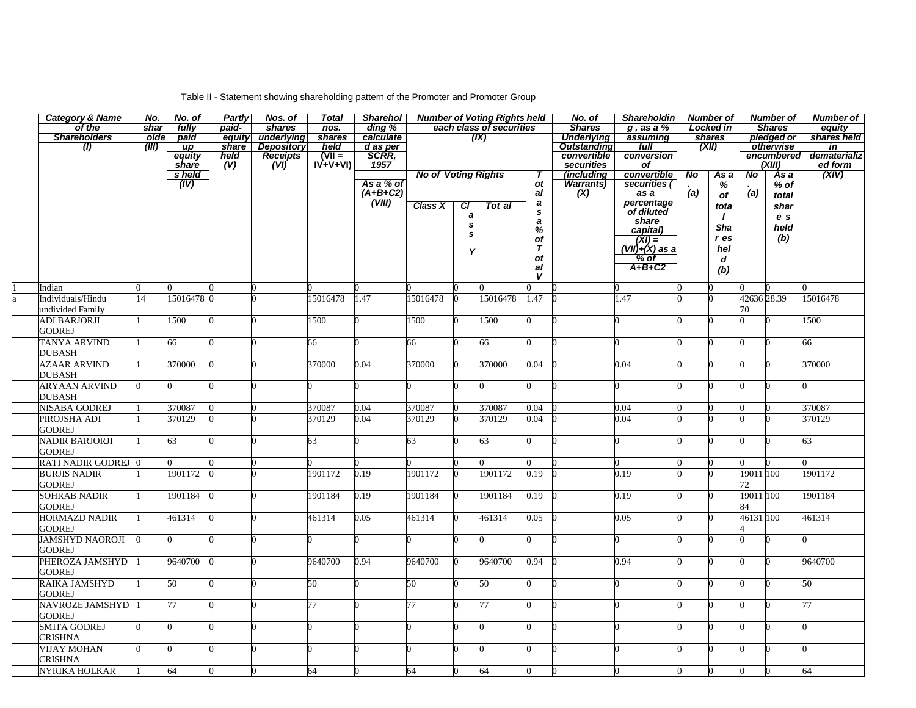Table II - Statement showing shareholding pattern of the Promoter and Promoter Group

| | Category & Name of the Shareholders (I) | No. shareholder (III) | No. of fully paid up equity shares held (IV) | Partly paid-up equity share held (V) | Nos. of shares underlying Depository Receipts (VI) | Total nos. shares held (VII = IV+V+VI) | Shareholding % calculated as per SCRR, 1957 As a % of (A+B+C2) (VIII) | Number of Voting Rights held in each class of securities (IX) | | | | No. of Shares Underlying Outstanding convertible securities (including Warrants) (X) | Shareholding , as a % assuming full conversion of convertible securities ( as a percentage of diluted share capital) (XI) = (VII)+(X) as a % of A+B+C2 | Number of Locked in shares (XII) | | Number of Shares pledged or otherwise encumbered (XIII) | | Number of equity shares held in dematerialized form (XIV) |
|---|---|---|---|---|---|---|---|---|---|---|---|---|---|---|---|---|---|---|
| | | | | | | | | No of Voting Rights | | | Total as a % of Total V | | | No. (a) | As a % of total Shares held (b) | No. (a) | As a % of total shares held (b) | |
| | | | | | | | | Class X | Class Y | Total | | | | | | | | |
| 1 | Indian | 0 | 0 | 0 | 0 | 0 | 0 | 0 | 0 | 0 | 0 | 0 | 0 | 0 | 0 | 0 | 0 | 0 |
| a | Individuals/Hindu undivided Family | 14 | 15016478 | 0 | 0 | 15016478 | 1.47 | 15016478 | 0 | 15016478 | 1.47 | 0 | 1.47 | 0 | 0 | 4263670 | 28.39 | 15016478 |
| | ADI BARJORJI GODREJ | 1 | 1500 | 0 | 0 | 1500 | 0 | 1500 | 0 | 1500 | 0 | 0 | 0 | 0 | 0 | 0 | 0 | 1500 |
| | TANYA ARVIND DUBASH | 1 | 66 | 0 | 0 | 66 | 0 | 66 | 0 | 66 | 0 | 0 | 0 | 0 | 0 | 0 | 0 | 66 |
| | AZAAR ARVIND DUBASH | 1 | 370000 | 0 | 0 | 370000 | 0.04 | 370000 | 0 | 370000 | 0.04 | 0 | 0.04 | 0 | 0 | 0 | 0 | 370000 |
| | ARYAAN ARVIND DUBASH | 0 | 0 | 0 | 0 | 0 | 0 | 0 | 0 | 0 | 0 | 0 | 0 | 0 | 0 | 0 | 0 | 0 |
| | NISABA GODREJ | 1 | 370087 | 0 | 0 | 370087 | 0.04 | 370087 | 0 | 370087 | 0.04 | 0 | 0.04 | 0 | 0 | 0 | 0 | 370087 |
| | PIROJSHA ADI GODREJ | 1 | 370129 | 0 | 0 | 370129 | 0.04 | 370129 | 0 | 370129 | 0.04 | 0 | 0.04 | 0 | 0 | 0 | 0 | 370129 |
| | NADIR BARJORJI GODREJ | 1 | 63 | 0 | 0 | 63 | 0 | 63 | 0 | 63 | 0 | 0 | 0 | 0 | 0 | 0 | 0 | 63 |
| | RATI NADIR GODREJ | 0 | 0 | 0 | 0 | 0 | 0 | 0 | 0 | 0 | 0 | 0 | 0 | 0 | 0 | 0 | 0 | 0 |
| | BURJIS NADIR GODREJ | 1 | 1901172 | 0 | 0 | 1901172 | 0.19 | 1901172 | 0 | 1901172 | 0.19 | 0 | 0.19 | 0 | 0 | 1901172 | 100 | 1901172 |
| | SOHRAB NADIR GODREJ | 1 | 1901184 | 0 | 0 | 1901184 | 0.19 | 1901184 | 0 | 1901184 | 0.19 | 0 | 0.19 | 0 | 0 | 1901184 | 100 | 1901184 |
| | HORMAZD NADIR GODREJ | 1 | 461314 | 0 | 0 | 461314 | 0.05 | 461314 | 0 | 461314 | 0.05 | 0 | 0.05 | 0 | 0 | 461314 | 100 | 461314 |
| | JAMSHYD NAOROJI GODREJ | 0 | 0 | 0 | 0 | 0 | 0 | 0 | 0 | 0 | 0 | 0 | 0 | 0 | 0 | 0 | 0 | 0 |
| | PHEROZA JAMSHYD GODREJ | 1 | 9640700 | 0 | 0 | 9640700 | 0.94 | 9640700 | 0 | 9640700 | 0.94 | 0 | 0.94 | 0 | 0 | 0 | 0 | 9640700 |
| | RAIKA JAMSHYD GODREJ | 1 | 50 | 0 | 0 | 50 | 0 | 50 | 0 | 50 | 0 | 0 | 0 | 0 | 0 | 0 | 0 | 50 |
| | NAVROZE JAMSHYD GODREJ | 1 | 77 | 0 | 0 | 77 | 0 | 77 | 0 | 77 | 0 | 0 | 0 | 0 | 0 | 0 | 0 | 77 |
| | SMITA GODREJ CRISHNA | 0 | 0 | 0 | 0 | 0 | 0 | 0 | 0 | 0 | 0 | 0 | 0 | 0 | 0 | 0 | 0 | 0 |
| | VIJAY MOHAN CRISHNA | 0 | 0 | 0 | 0 | 0 | 0 | 0 | 0 | 0 | 0 | 0 | 0 | 0 | 0 | 0 | 0 | 0 |
| | NYRIKA HOLKAR | 1 | 64 | 0 | 0 | 64 | 0 | 64 | 0 | 64 | 0 | 0 | 0 | 0 | 0 | 0 | 0 | 64 |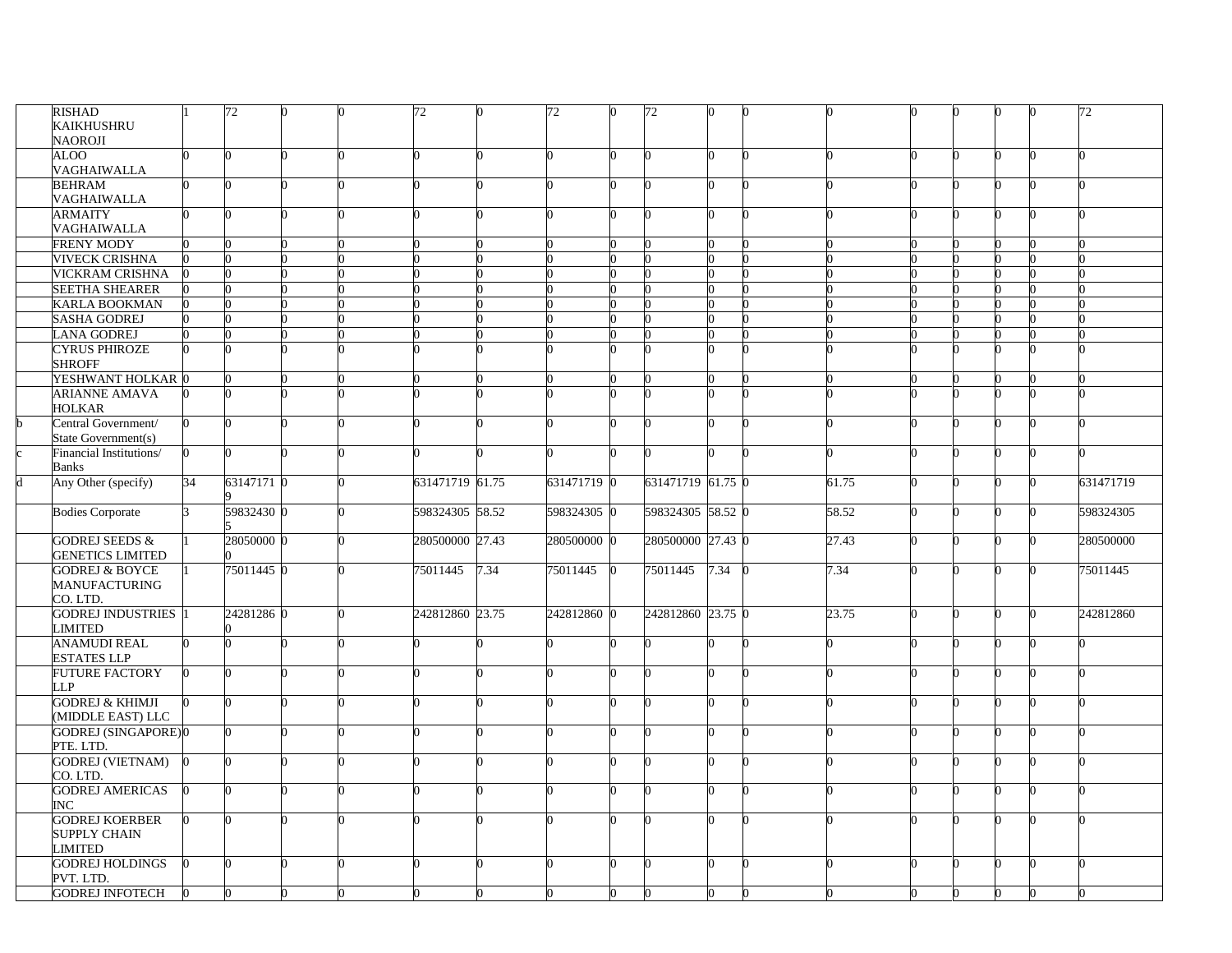| | | | | | | | | | | | | | | | | | | |
|---|---|---|---|---|---|---|---|---|---|---|---|---|---|---|---|---|---|---|
| | RISHAD KAIKHUSHRU NAOROJI | 1 | 72 | 0 | 0 | 72 | 0 | 72 | 0 | 72 | 0 | 0 | 0 | 0 | 0 | 0 | 0 | 72 |
| | ALOO VAGHAIWALLA | 0 | 0 | 0 | 0 | 0 | 0 | 0 | 0 | 0 | 0 | 0 | 0 | 0 | 0 | 0 | 0 | 0 |
| | BEHRAM VAGHAIWALLA | 0 | 0 | 0 | 0 | 0 | 0 | 0 | 0 | 0 | 0 | 0 | 0 | 0 | 0 | 0 | 0 | 0 |
| | ARMAITY VAGHAIWALLA | 0 | 0 | 0 | 0 | 0 | 0 | 0 | 0 | 0 | 0 | 0 | 0 | 0 | 0 | 0 | 0 | 0 |
| | FRENY MODY | 0 | 0 | 0 | 0 | 0 | 0 | 0 | 0 | 0 | 0 | 0 | 0 | 0 | 0 | 0 | 0 | 0 |
| | VIVECK CRISHNA | 0 | 0 | 0 | 0 | 0 | 0 | 0 | 0 | 0 | 0 | 0 | 0 | 0 | 0 | 0 | 0 | 0 |
| | VICKRAM CRISHNA | 0 | 0 | 0 | 0 | 0 | 0 | 0 | 0 | 0 | 0 | 0 | 0 | 0 | 0 | 0 | 0 | 0 |
| | SEETHA SHEARER | 0 | 0 | 0 | 0 | 0 | 0 | 0 | 0 | 0 | 0 | 0 | 0 | 0 | 0 | 0 | 0 | 0 |
| | KARLA BOOKMAN | 0 | 0 | 0 | 0 | 0 | 0 | 0 | 0 | 0 | 0 | 0 | 0 | 0 | 0 | 0 | 0 | 0 |
| | SASHA GODREJ | 0 | 0 | 0 | 0 | 0 | 0 | 0 | 0 | 0 | 0 | 0 | 0 | 0 | 0 | 0 | 0 | 0 |
| | LANA GODREJ | 0 | 0 | 0 | 0 | 0 | 0 | 0 | 0 | 0 | 0 | 0 | 0 | 0 | 0 | 0 | 0 | 0 |
| | CYRUS PHIROZE SHROFF | 0 | 0 | 0 | 0 | 0 | 0 | 0 | 0 | 0 | 0 | 0 | 0 | 0 | 0 | 0 | 0 | 0 |
| | YESHWANT HOLKAR | 0 | 0 | 0 | 0 | 0 | 0 | 0 | 0 | 0 | 0 | 0 | 0 | 0 | 0 | 0 | 0 | 0 |
| | ARIANNE AMAVA HOLKAR | 0 | 0 | 0 | 0 | 0 | 0 | 0 | 0 | 0 | 0 | 0 | 0 | 0 | 0 | 0 | 0 | 0 |
| b | Central Government/ State Government(s) | 0 | 0 | 0 | 0 | 0 | 0 | 0 | 0 | 0 | 0 | 0 | 0 | 0 | 0 | 0 | 0 | 0 |
| c | Financial Institutions/ Banks | 0 | 0 | 0 | 0 | 0 | 0 | 0 | 0 | 0 | 0 | 0 | 0 | 0 | 0 | 0 | 0 | 0 |
| d | Any Other (specify) | 34 | 631471719 | 0 | 0 | 631471719 | 61.75 | 631471719 | 0 | 631471719 | 61.75 | 0 | 61.75 | 0 | 0 | 0 | 0 | 631471719 |
| | Bodies Corporate | 3 | 598324305 | 0 | 0 | 598324305 | 58.52 | 598324305 | 0 | 598324305 | 58.52 | 0 | 58.52 | 0 | 0 | 0 | 0 | 598324305 |
| | GODREJ SEEDS & GENETICS LIMITED | 1 | 280500000 | 0 | 0 | 280500000 | 27.43 | 280500000 | 0 | 280500000 | 27.43 | 0 | 27.43 | 0 | 0 | 0 | 0 | 280500000 |
| | GODREJ & BOYCE MANUFACTURING CO. LTD. | 1 | 75011445 | 0 | 0 | 75011445 | 7.34 | 75011445 | 0 | 75011445 | 7.34 | 0 | 7.34 | 0 | 0 | 0 | 0 | 75011445 |
| | GODREJ INDUSTRIES LIMITED | 1 | 242812860 | 0 | 0 | 242812860 | 23.75 | 242812860 | 0 | 242812860 | 23.75 | 0 | 23.75 | 0 | 0 | 0 | 0 | 242812860 |
| | ANAMUDI REAL ESTATES LLP | 0 | 0 | 0 | 0 | 0 | 0 | 0 | 0 | 0 | 0 | 0 | 0 | 0 | 0 | 0 | 0 | 0 |
| | FUTURE FACTORY LLP | 0 | 0 | 0 | 0 | 0 | 0 | 0 | 0 | 0 | 0 | 0 | 0 | 0 | 0 | 0 | 0 | 0 |
| | GODREJ & KHIMJI (MIDDLE EAST) LLC | 0 | 0 | 0 | 0 | 0 | 0 | 0 | 0 | 0 | 0 | 0 | 0 | 0 | 0 | 0 | 0 | 0 |
| | GODREJ (SINGAPORE) PTE. LTD. | 0 | 0 | 0 | 0 | 0 | 0 | 0 | 0 | 0 | 0 | 0 | 0 | 0 | 0 | 0 | 0 | 0 |
| | GODREJ (VIETNAM) CO. LTD. | 0 | 0 | 0 | 0 | 0 | 0 | 0 | 0 | 0 | 0 | 0 | 0 | 0 | 0 | 0 | 0 | 0 |
| | GODREJ AMERICAS INC | 0 | 0 | 0 | 0 | 0 | 0 | 0 | 0 | 0 | 0 | 0 | 0 | 0 | 0 | 0 | 0 | 0 |
| | GODREJ KOERBER SUPPLY CHAIN LIMITED | 0 | 0 | 0 | 0 | 0 | 0 | 0 | 0 | 0 | 0 | 0 | 0 | 0 | 0 | 0 | 0 | 0 |
| | GODREJ HOLDINGS PVT. LTD. | 0 | 0 | 0 | 0 | 0 | 0 | 0 | 0 | 0 | 0 | 0 | 0 | 0 | 0 | 0 | 0 | 0 |
| | GODREJ INFOTECH | 0 | 0 | 0 | 0 | 0 | 0 | 0 | 0 | 0 | 0 | 0 | 0 | 0 | 0 | 0 | 0 | 0 |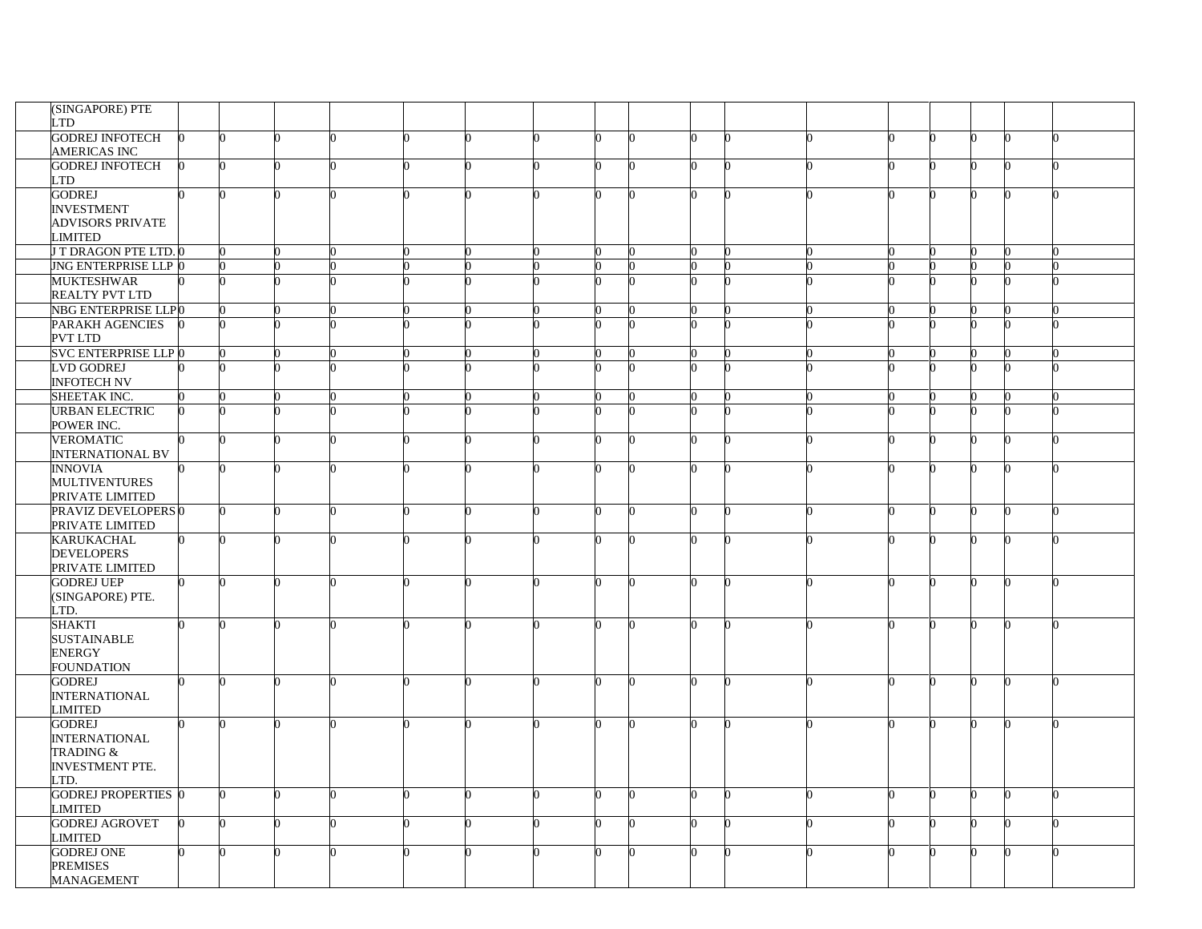| | | | | | | | | | | | | | | | | | |
|---|---|---|---|---|---|---|---|---|---|---|---|---|---|---|---|---|---|
| | (SINGAPORE) PTE LTD | | | | | | | | | | | | | | | | |
| | GODREJ INFOTECH AMERICAS INC | 0 | 0 | 0 | 0 | 0 | 0 | 0 | 0 | 0 | 0 | 0 | 0 | 0 | 0 | 0 | 0 | 0 |
| | GODREJ INFOTECH LTD | 0 | 0 | 0 | 0 | 0 | 0 | 0 | 0 | 0 | 0 | 0 | 0 | 0 | 0 | 0 | 0 | 0 |
| | GODREJ INVESTMENT ADVISORS PRIVATE LIMITED | 0 | 0 | 0 | 0 | 0 | 0 | 0 | 0 | 0 | 0 | 0 | 0 | 0 | 0 | 0 | 0 | 0 |
| | J T DRAGON PTE LTD. | 0 | 0 | 0 | 0 | 0 | 0 | 0 | 0 | 0 | 0 | 0 | 0 | 0 | 0 | 0 | 0 | 0 |
| | JNG ENTERPRISE LLP | 0 | 0 | 0 | 0 | 0 | 0 | 0 | 0 | 0 | 0 | 0 | 0 | 0 | 0 | 0 | 0 | 0 |
| | MUKTESHWAR REALTY PVT LTD | 0 | 0 | 0 | 0 | 0 | 0 | 0 | 0 | 0 | 0 | 0 | 0 | 0 | 0 | 0 | 0 | 0 |
| | NBG ENTERPRISE LLP | 0 | 0 | 0 | 0 | 0 | 0 | 0 | 0 | 0 | 0 | 0 | 0 | 0 | 0 | 0 | 0 | 0 |
| | PARAKH AGENCIES PVT LTD | 0 | 0 | 0 | 0 | 0 | 0 | 0 | 0 | 0 | 0 | 0 | 0 | 0 | 0 | 0 | 0 | 0 |
| | SVC ENTERPRISE LLP | 0 | 0 | 0 | 0 | 0 | 0 | 0 | 0 | 0 | 0 | 0 | 0 | 0 | 0 | 0 | 0 | 0 |
| | LVD GODREJ INFOTECH NV | 0 | 0 | 0 | 0 | 0 | 0 | 0 | 0 | 0 | 0 | 0 | 0 | 0 | 0 | 0 | 0 | 0 |
| | SHEETAK INC. | 0 | 0 | 0 | 0 | 0 | 0 | 0 | 0 | 0 | 0 | 0 | 0 | 0 | 0 | 0 | 0 | 0 |
| | URBAN ELECTRIC POWER INC. | 0 | 0 | 0 | 0 | 0 | 0 | 0 | 0 | 0 | 0 | 0 | 0 | 0 | 0 | 0 | 0 | 0 |
| | VEROMATIC INTERNATIONAL BV | 0 | 0 | 0 | 0 | 0 | 0 | 0 | 0 | 0 | 0 | 0 | 0 | 0 | 0 | 0 | 0 | 0 |
| | INNOVIA MULTIVENTURES PRIVATE LIMITED | 0 | 0 | 0 | 0 | 0 | 0 | 0 | 0 | 0 | 0 | 0 | 0 | 0 | 0 | 0 | 0 | 0 |
| | PRAVIZ DEVELOPERS PRIVATE LIMITED | 0 | 0 | 0 | 0 | 0 | 0 | 0 | 0 | 0 | 0 | 0 | 0 | 0 | 0 | 0 | 0 | 0 |
| | KARUKACHAL DEVELOPERS PRIVATE LIMITED | 0 | 0 | 0 | 0 | 0 | 0 | 0 | 0 | 0 | 0 | 0 | 0 | 0 | 0 | 0 | 0 | 0 |
| | GODREJ UEP (SINGAPORE) PTE. LTD. | 0 | 0 | 0 | 0 | 0 | 0 | 0 | 0 | 0 | 0 | 0 | 0 | 0 | 0 | 0 | 0 | 0 |
| | SHAKTI SUSTAINABLE ENERGY FOUNDATION | 0 | 0 | 0 | 0 | 0 | 0 | 0 | 0 | 0 | 0 | 0 | 0 | 0 | 0 | 0 | 0 | 0 |
| | GODREJ INTERNATIONAL LIMITED | 0 | 0 | 0 | 0 | 0 | 0 | 0 | 0 | 0 | 0 | 0 | 0 | 0 | 0 | 0 | 0 | 0 |
| | GODREJ INTERNATIONAL TRADING & INVESTMENT PTE. LTD. | 0 | 0 | 0 | 0 | 0 | 0 | 0 | 0 | 0 | 0 | 0 | 0 | 0 | 0 | 0 | 0 | 0 |
| | GODREJ PROPERTIES LIMITED | 0 | 0 | 0 | 0 | 0 | 0 | 0 | 0 | 0 | 0 | 0 | 0 | 0 | 0 | 0 | 0 | 0 |
| | GODREJ AGROVET LIMITED | 0 | 0 | 0 | 0 | 0 | 0 | 0 | 0 | 0 | 0 | 0 | 0 | 0 | 0 | 0 | 0 | 0 |
| | GODREJ ONE PREMISES MANAGEMENT | 0 | 0 | 0 | 0 | 0 | 0 | 0 | 0 | 0 | 0 | 0 | 0 | 0 | 0 | 0 | 0 | 0 |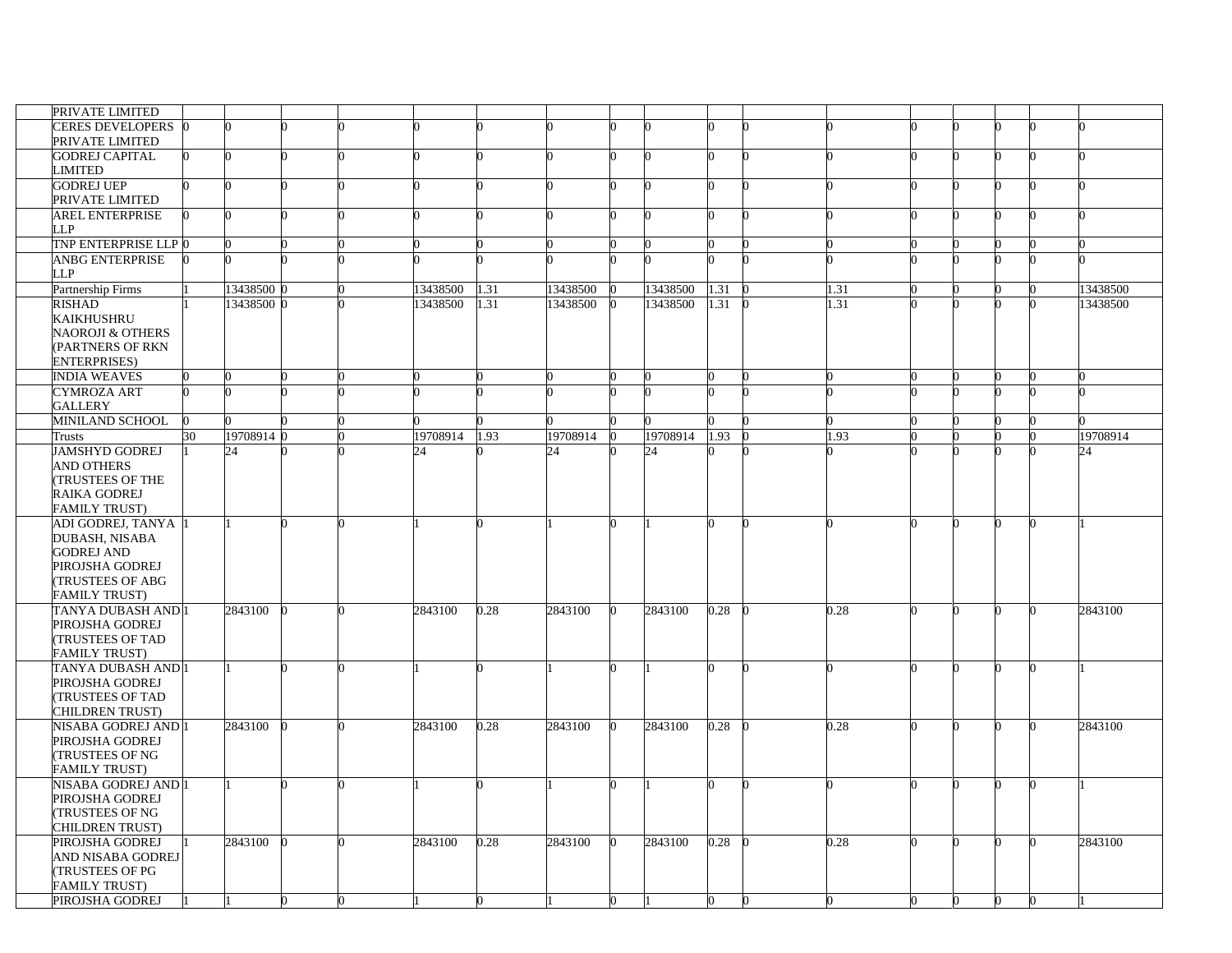| | | | | | | | | | | | | | | | | | | |
|---|---|---|---|---|---|---|---|---|---|---|---|---|---|---|---|---|---|---|
| | PRIVATE LIMITED | | | | | | | | | | | | | | | | | |
| | CERES DEVELOPERS PRIVATE LIMITED | 0 | 0 | 0 | 0 | 0 | 0 | 0 | 0 | 0 | 0 | 0 | 0 | 0 | 0 | 0 | 0 | 0 |
| | GODREJ CAPITAL LIMITED | 0 | 0 | 0 | 0 | 0 | 0 | 0 | 0 | 0 | 0 | 0 | 0 | 0 | 0 | 0 | 0 | 0 |
| | GODREJ UEP PRIVATE LIMITED | 0 | 0 | 0 | 0 | 0 | 0 | 0 | 0 | 0 | 0 | 0 | 0 | 0 | 0 | 0 | 0 | 0 |
| | AREL ENTERPRISE LLP | 0 | 0 | 0 | 0 | 0 | 0 | 0 | 0 | 0 | 0 | 0 | 0 | 0 | 0 | 0 | 0 | 0 |
| | TNP ENTERPRISE LLP | 0 | 0 | 0 | 0 | 0 | 0 | 0 | 0 | 0 | 0 | 0 | 0 | 0 | 0 | 0 | 0 | 0 |
| | ANBG ENTERPRISE LLP | 0 | 0 | 0 | 0 | 0 | 0 | 0 | 0 | 0 | 0 | 0 | 0 | 0 | 0 | 0 | 0 | 0 |
| | Partnership Firms | 1 | 13438500 | 0 | 0 | 13438500 | 1.31 | 13438500 | 0 | 13438500 | 1.31 | 0 | 1.31 | 0 | 0 | 0 | 0 | 13438500 |
| | RISHAD KAIKHUSHRU NAOROJI & OTHERS (PARTNERS OF RKN ENTERPRISES) | 1 | 13438500 | 0 | 0 | 13438500 | 1.31 | 13438500 | 0 | 13438500 | 1.31 | 0 | 1.31 | 0 | 0 | 0 | 0 | 13438500 |
| | INDIA WEAVES | 0 | 0 | 0 | 0 | 0 | 0 | 0 | 0 | 0 | 0 | 0 | 0 | 0 | 0 | 0 | 0 | 0 |
| | CYMROZA ART GALLERY | 0 | 0 | 0 | 0 | 0 | 0 | 0 | 0 | 0 | 0 | 0 | 0 | 0 | 0 | 0 | 0 | 0 |
| | MINILAND SCHOOL | 0 | 0 | 0 | 0 | 0 | 0 | 0 | 0 | 0 | 0 | 0 | 0 | 0 | 0 | 0 | 0 | 0 |
| | Trusts | 30 | 19708914 | 0 | 0 | 19708914 | 1.93 | 19708914 | 0 | 19708914 | 1.93 | 0 | 1.93 | 0 | 0 | 0 | 0 | 19708914 |
| | JAMSHYD GODREJ AND OTHERS (TRUSTEES OF THE RAIKA GODREJ FAMILY TRUST) | 1 | 24 | 0 | 0 | 24 | 0 | 24 | 0 | 24 | 0 | 0 | 0 | 0 | 0 | 0 | 0 | 24 |
| | ADI GODREJ, TANYA DUBASH, NISABA GODREJ AND PIROJSHA GODREJ (TRUSTEES OF ABG FAMILY TRUST) | 1 | 1 | 0 | 0 | 1 | 0 | 1 | 0 | 1 | 0 | 0 | 0 | 0 | 0 | 0 | 0 | 1 |
| | TANYA DUBASH AND PIROJSHA GODREJ (TRUSTEES OF TAD FAMILY TRUST) | 1 | 2843100 | 0 | 0 | 2843100 | 0.28 | 2843100 | 0 | 2843100 | 0.28 | 0 | 0.28 | 0 | 0 | 0 | 0 | 2843100 |
| | TANYA DUBASH AND PIROJSHA GODREJ (TRUSTEES OF TAD CHILDREN TRUST) | 1 | 1 | 0 | 0 | 1 | 0 | 1 | 0 | 1 | 0 | 0 | 0 | 0 | 0 | 0 | 0 | 1 |
| | NISABA GODREJ AND PIROJSHA GODREJ (TRUSTEES OF NG FAMILY TRUST) | 1 | 2843100 | 0 | 0 | 2843100 | 0.28 | 2843100 | 0 | 2843100 | 0.28 | 0 | 0.28 | 0 | 0 | 0 | 0 | 2843100 |
| | NISABA GODREJ AND PIROJSHA GODREJ (TRUSTEES OF NG CHILDREN TRUST) | 1 | 1 | 0 | 0 | 1 | 0 | 1 | 0 | 1 | 0 | 0 | 0 | 0 | 0 | 0 | 0 | 1 |
| | PIROJSHA GODREJ AND NISABA GODREJ (TRUSTEES OF PG FAMILY TRUST) | 1 | 2843100 | 0 | 0 | 2843100 | 0.28 | 2843100 | 0 | 2843100 | 0.28 | 0 | 0.28 | 0 | 0 | 0 | 0 | 2843100 |
| | PIROJSHA GODREJ | 1 | 1 | 0 | 0 | 1 | 0 | 1 | 0 | 1 | 0 | 0 | 0 | 0 | 0 | 0 | 0 | 1 |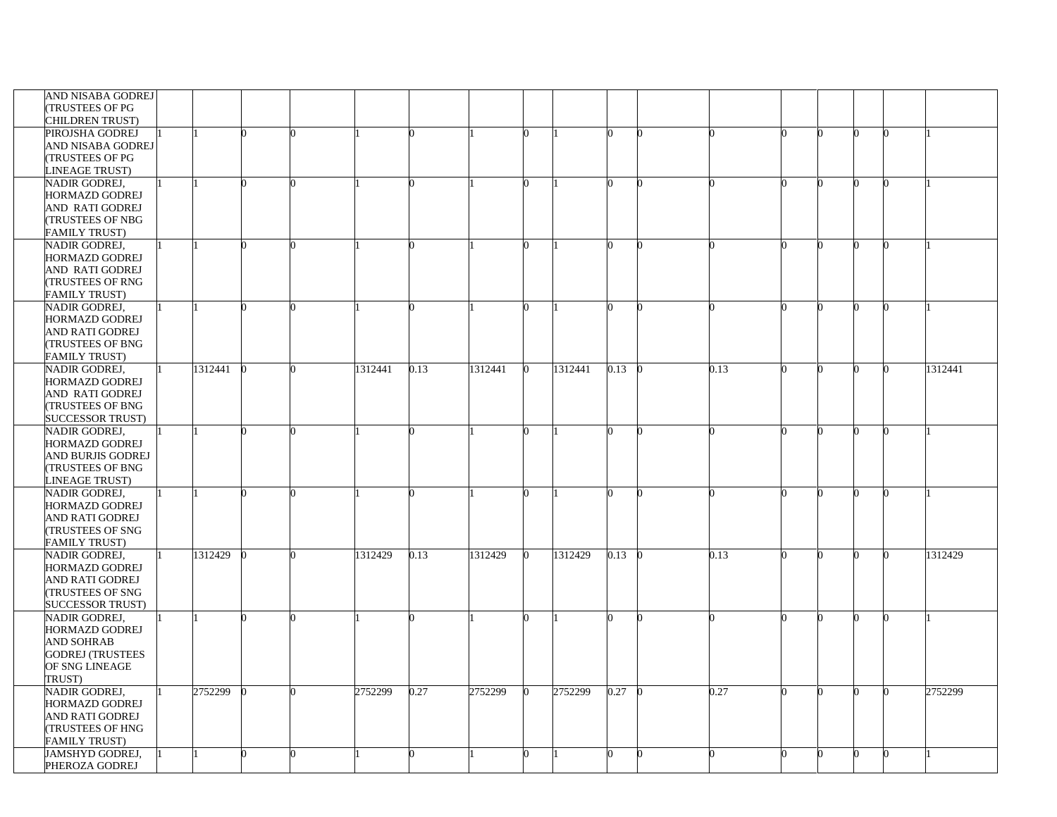| | | | | | | | | | | | | | | | | | | |
|---|---|---|---|---|---|---|---|---|---|---|---|---|---|---|---|---|---|---|
| | AND NISABA GODREJ (TRUSTEES OF PG CHILDREN TRUST) | | | | | | | | | | | | | | | | | |
| | PIROJSHA GODREJ AND NISABA GODREJ (TRUSTEES OF PG LINEAGE TRUST) | 1 | 1 | 0 | 0 | 1 | 0 | 1 | 0 | 1 | 0 | 0 | 0 | 0 | 0 | 0 | 0 | 1 |
| | NADIR GODREJ, HORMAZD GODREJ AND RATI GODREJ (TRUSTEES OF NBG FAMILY TRUST) | 1 | 1 | 0 | 0 | 1 | 0 | 1 | 0 | 1 | 0 | 0 | 0 | 0 | 0 | 0 | 0 | 1 |
| | NADIR GODREJ, HORMAZD GODREJ AND RATI GODREJ (TRUSTEES OF RNG FAMILY TRUST) | 1 | 1 | 0 | 0 | 1 | 0 | 1 | 0 | 1 | 0 | 0 | 0 | 0 | 0 | 0 | 0 | 1 |
| | NADIR GODREJ, HORMAZD GODREJ AND RATI GODREJ (TRUSTEES OF BNG FAMILY TRUST) | 1 | 1 | 0 | 0 | 1 | 0 | 1 | 0 | 1 | 0 | 0 | 0 | 0 | 0 | 0 | 0 | 1 |
| | NADIR GODREJ, HORMAZD GODREJ AND RATI GODREJ (TRUSTEES OF BNG SUCCESSOR TRUST) | 1 | 1312441 | 0 | 0 | 1312441 | 0.13 | 1312441 | 0 | 1312441 | 0.13 | 0 | 0.13 | 0 | 0 | 0 | 0 | 1312441 |
| | NADIR GODREJ, HORMAZD GODREJ AND BURJIS GODREJ (TRUSTEES OF BNG LINEAGE TRUST) | 1 | 1 | 0 | 0 | 1 | 0 | 1 | 0 | 1 | 0 | 0 | 0 | 0 | 0 | 0 | 0 | 1 |
| | NADIR GODREJ, HORMAZD GODREJ AND RATI GODREJ (TRUSTEES OF SNG FAMILY TRUST) | 1 | 1 | 0 | 0 | 1 | 0 | 1 | 0 | 1 | 0 | 0 | 0 | 0 | 0 | 0 | 0 | 1 |
| | NADIR GODREJ, HORMAZD GODREJ AND RATI GODREJ (TRUSTEES OF SNG SUCCESSOR TRUST) | 1 | 1312429 | 0 | 0 | 1312429 | 0.13 | 1312429 | 0 | 1312429 | 0.13 | 0 | 0.13 | 0 | 0 | 0 | 0 | 1312429 |
| | NADIR GODREJ, HORMAZD GODREJ AND SOHRAB GODREJ (TRUSTEES OF SNG LINEAGE TRUST) | 1 | 1 | 0 | 0 | 1 | 0 | 1 | 0 | 1 | 0 | 0 | 0 | 0 | 0 | 0 | 0 | 1 |
| | NADIR GODREJ, HORMAZD GODREJ AND RATI GODREJ (TRUSTEES OF HNG FAMILY TRUST) | 1 | 2752299 | 0 | 0 | 2752299 | 0.27 | 2752299 | 0 | 2752299 | 0.27 | 0 | 0.27 | 0 | 0 | 0 | 0 | 2752299 |
| | JAMSHYD GODREJ, PHEROZA GODREJ | 1 | 1 | 0 | 0 | 1 | 0 | 1 | 0 | 1 | 0 | 0 | 0 | 0 | 0 | 0 | 0 | 1 |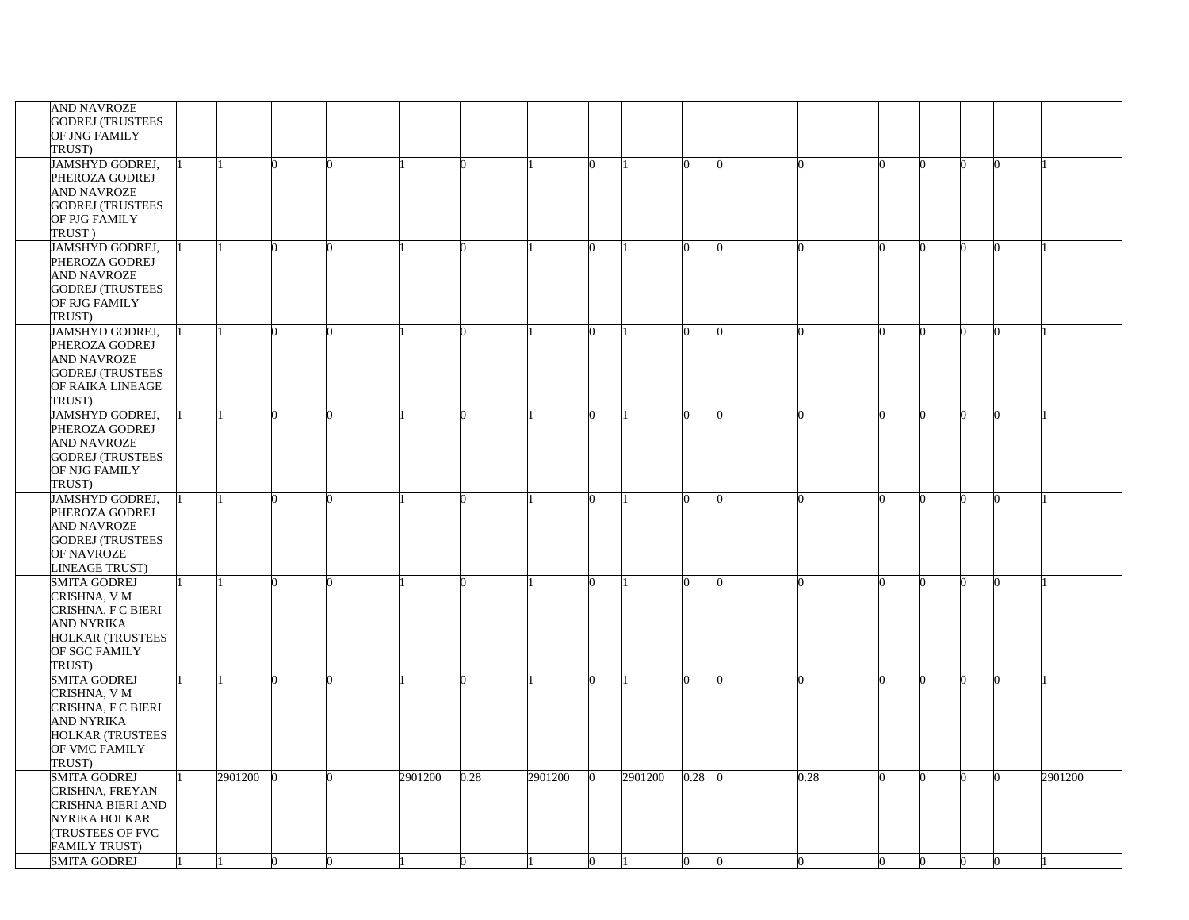| | | | | | | | | | | | | | | | | | | |
|---|---|---|---|---|---|---|---|---|---|---|---|---|---|---|---|---|---|---|
| | AND NAVROZE GODREJ (TRUSTEES OF JNG FAMILY TRUST) | | | | | | | | | | | | | | | | | |
| | JAMSHYD GODREJ, PHEROZA GODREJ AND NAVROZE GODREJ (TRUSTEES OF PJG FAMILY TRUST ) | 1 | 1 | 0 | 0 | 1 | 0 | 1 | 0 | 1 | 0 | 0 | 0 | 0 | 0 | 0 | 0 | 1 |
| | JAMSHYD GODREJ, PHEROZA GODREJ AND NAVROZE GODREJ (TRUSTEES OF RJG FAMILY TRUST) | 1 | 1 | 0 | 0 | 1 | 0 | 1 | 0 | 1 | 0 | 0 | 0 | 0 | 0 | 0 | 0 | 1 |
| | JAMSHYD GODREJ, PHEROZA GODREJ AND NAVROZE GODREJ (TRUSTEES OF RAIKA LINEAGE TRUST) | 1 | 1 | 0 | 0 | 1 | 0 | 1 | 0 | 1 | 0 | 0 | 0 | 0 | 0 | 0 | 0 | 1 |
| | JAMSHYD GODREJ, PHEROZA GODREJ AND NAVROZE GODREJ (TRUSTEES OF NJG FAMILY TRUST) | 1 | 1 | 0 | 0 | 1 | 0 | 1 | 0 | 1 | 0 | 0 | 0 | 0 | 0 | 0 | 0 | 1 |
| | JAMSHYD GODREJ, PHEROZA GODREJ AND NAVROZE GODREJ (TRUSTEES OF NAVROZE LINEAGE TRUST) | 1 | 1 | 0 | 0 | 1 | 0 | 1 | 0 | 1 | 0 | 0 | 0 | 0 | 0 | 0 | 0 | 1 |
| | SMITA GODREJ CRISHNA, V M CRISHNA, F C BIERI AND NYRIKA HOLKAR (TRUSTEES OF SGC FAMILY TRUST) | 1 | 1 | 0 | 0 | 1 | 0 | 1 | 0 | 1 | 0 | 0 | 0 | 0 | 0 | 0 | 0 | 1 |
| | SMITA GODREJ CRISHNA, V M CRISHNA, F C BIERI AND NYRIKA HOLKAR (TRUSTEES OF VMC FAMILY TRUST) | 1 | 1 | 0 | 0 | 1 | 0 | 1 | 0 | 1 | 0 | 0 | 0 | 0 | 0 | 0 | 0 | 1 |
| | SMITA GODREJ CRISHNA, FREYAN CRISHNA BIERI AND NYRIKA HOLKAR (TRUSTEES OF FVC FAMILY TRUST) | 1 | 2901200 | 0 | 0 | 2901200 | 0.28 | 2901200 | 0 | 2901200 | 0.28 | 0 | 0.28 | 0 | 0 | 0 | 0 | 2901200 |
| | SMITA GODREJ | 1 | 1 | 0 | 0 | 1 | 0 | 1 | 0 | 1 | 0 | 0 | 0 | 0 | 0 | 0 | 0 | 1 |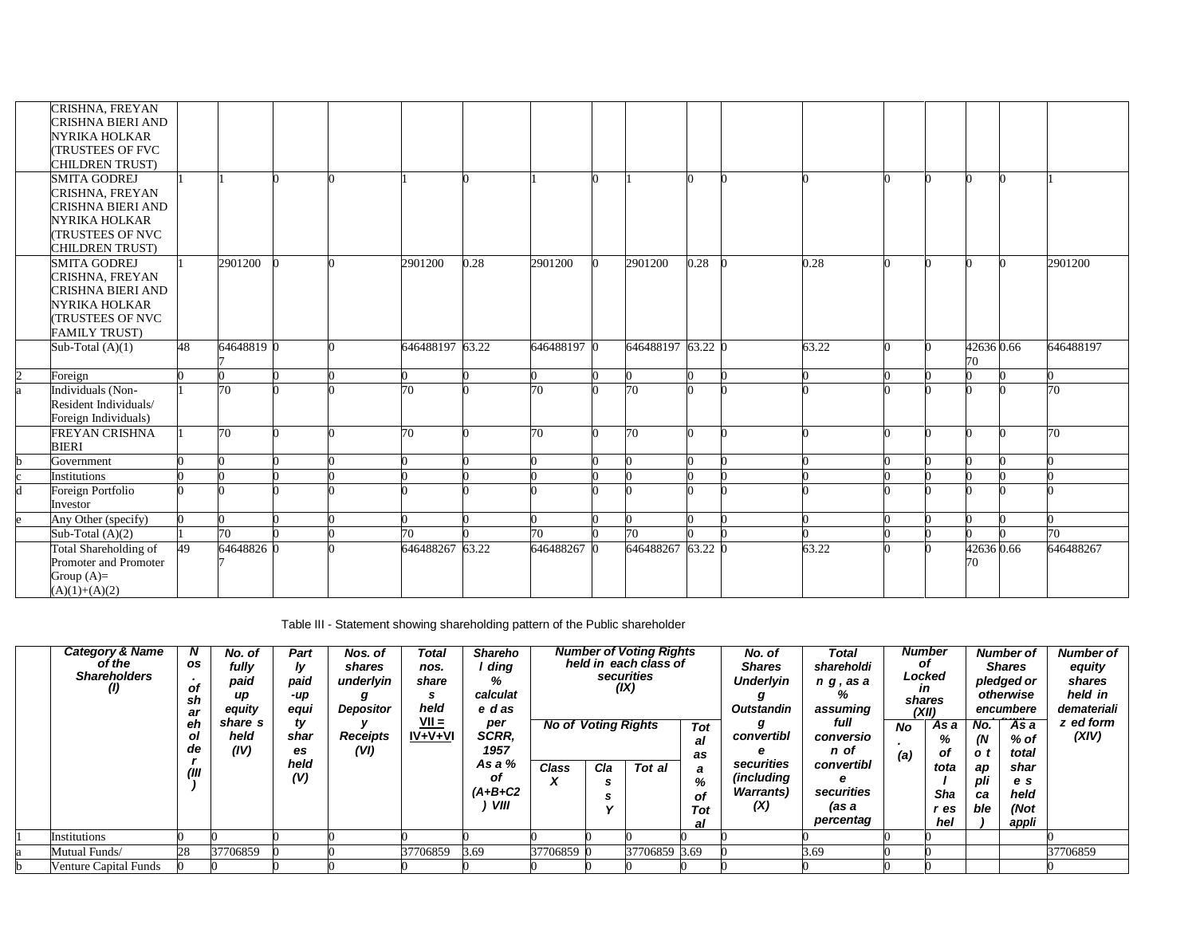| | | | | | | | | | | | | | | | | | | | |
|---|---|---|---|---|---|---|---|---|---|---|---|---|---|---|---|---|---|---|---|
| | CRISHNA, FREYAN CRISHNA BIERI AND NYRIKA HOLKAR (TRUSTEES OF FVC CHILDREN TRUST) | | | | | | | | | | | | | | | | | | |
| | SMITA GODREJ CRISHNA, FREYAN CRISHNA BIERI AND NYRIKA HOLKAR (TRUSTEES OF NVC CHILDREN TRUST) | 1 | 1 | 0 | 0 | 1 | 0 | 1 | 0 | 1 | 0 | 0 | 0 | 0 | 0 | 0 | 0 | 1 |
| | SMITA GODREJ CRISHNA, FREYAN CRISHNA BIERI AND NYRIKA HOLKAR (TRUSTEES OF NVC FAMILY TRUST) | 1 | 2901200 | 0 | 0 | 2901200 | 0.28 | 2901200 | 0 | 2901200 | 0.28 | 0 | 0.28 | 0 | 0 | 0 | 0 | 2901200 |
| | Sub-Total (A)(1) | 48 | 646488197 | 0 | 0 | 646488197 | 63.22 | 646488197 | 0 | 646488197 | 63.22 | 0 | 63.22 | 0 | 0 | 4263670 | 0.66 | 646488197 |
| 2 | Foreign | 0 | 0 | 0 | 0 | 0 | 0 | 0 | 0 | 0 | 0 | 0 | 0 | 0 | 0 | 0 | 0 | 0 |
| a | Individuals (Non-Resident Individuals/ Foreign Individuals) | 1 | 70 | 0 | 0 | 70 | 0 | 70 | 0 | 70 | 0 | 0 | 0 | 0 | 0 | 0 | 0 | 70 |
| | FREYAN CRISHNA BIERI | 1 | 70 | 0 | 0 | 70 | 0 | 70 | 0 | 70 | 0 | 0 | 0 | 0 | 0 | 0 | 0 | 70 |
| b | Government | 0 | 0 | 0 | 0 | 0 | 0 | 0 | 0 | 0 | 0 | 0 | 0 | 0 | 0 | 0 | 0 | 0 |
| c | Institutions | 0 | 0 | 0 | 0 | 0 | 0 | 0 | 0 | 0 | 0 | 0 | 0 | 0 | 0 | 0 | 0 | 0 |
| d | Foreign Portfolio Investor | 0 | 0 | 0 | 0 | 0 | 0 | 0 | 0 | 0 | 0 | 0 | 0 | 0 | 0 | 0 | 0 | 0 |
| e | Any Other (specify) | 0 | 0 | 0 | 0 | 0 | 0 | 0 | 0 | 0 | 0 | 0 | 0 | 0 | 0 | 0 | 0 | 0 |
| | Sub-Total (A)(2) | 1 | 70 | 0 | 0 | 70 | 0 | 70 | 0 | 70 | 0 | 0 | 0 | 0 | 0 | 0 | 0 | 70 |
| | Total Shareholding of Promoter and Promoter Group (A)= (A)(1)+(A)(2) | 49 | 646488267 | 0 | 0 | 646488267 | 63.22 | 646488267 | 0 | 646488267 | 63.22 | 0 | 63.22 | 0 | 0 | 4263670 | 0.66 | 646488267 |

Table III - Statement showing shareholding pattern of the Public shareholder

| | Category & Name of the Shareholders (I) | Nos. of shareholder (III) | No. of fully paid up equity shares held (IV) | Partly paid-up equity shares held (V) | Nos. of shares underlying Depository Receipts (VI) | Total nos. shares held VII = IV+V+VI | Shareholding % calculated as per SCRR, 1957 As a % of (A+B+C2) VIII | Number of Voting Rights held in each class of securities (IX) | | | | No. of Shares Underlying Outstanding convertible securities (including Warrants) (X) | Total shareholding , as a % assuming full conversion of convertible securities (as a percentage | Number of Locked in shares (XII) | | Number of Shares pledged or otherwise encumbered | | Number of equity shares held in dematerialized form (XIV) |
|---|---|---|---|---|---|---|---|---|---|---|---|---|---|---|---|---|---|---|
| | | | | | | | | No of Voting Rights | | | Total as a % of Total | | | No. (a) | As a % of total Shares held | No. (Not applicable) | As a % of total shares held (Not appli | |
| | | | | | | | | Class X | Class Y | Total | | | | | | | | |
| 1 | Institutions | 0 | 0 | 0 | 0 | 0 | 0 | 0 | 0 | 0 | 0 | 0 | 0 | 0 | 0 | | | 0 |
| a | Mutual Funds/ | 28 | 37706859 | 0 | 0 | 37706859 | 3.69 | 37706859 | 0 | 37706859 | 3.69 | 0 | 3.69 | 0 | 0 | | | 37706859 |
| b | Venture Capital Funds | 0 | 0 | 0 | 0 | 0 | 0 | 0 | 0 | 0 | 0 | 0 | 0 | 0 | 0 | | | 0 |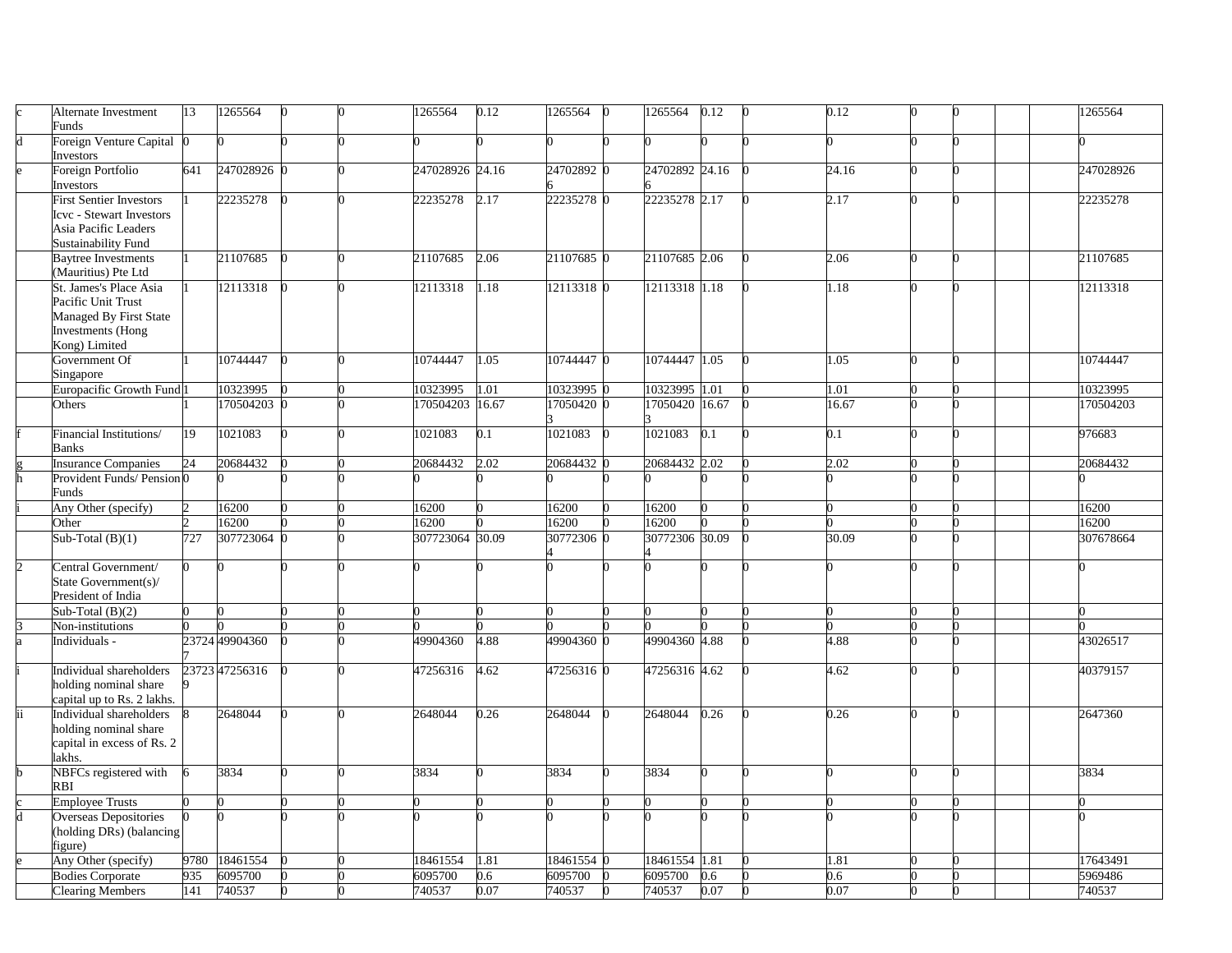| | | | | | | | | | | | | | | | | | | |
|---|---|---|---|---|---|---|---|---|---|---|---|---|---|---|---|---|---|---|
| c | Alternate Investment Funds | 13 | 1265564 | 0 | 0 | 1265564 | 0.12 | 1265564 | 0 | 1265564 | 0.12 | 0 | 0.12 | 0 | 0 | | | 1265564 |
| d | Foreign Venture Capital Investors | 0 | 0 | 0 | 0 | 0 | 0 | 0 | 0 | 0 | 0 | 0 | 0 | 0 | 0 | | | 0 |
| e | Foreign Portfolio Investors | 641 | 247028926 | 0 | 0 | 247028926 | 24.16 | 247028926 | 0 | 247028926 | 24.16 | 0 | 24.16 | 0 | 0 | | | 247028926 |
| | First Sentier Investors Icvc - Stewart Investors Asia Pacific Leaders Sustainability Fund | 1 | 22235278 | 0 | 0 | 22235278 | 2.17 | 22235278 | 0 | 22235278 | 2.17 | 0 | 2.17 | 0 | 0 | | | 22235278 |
| | Baytree Investments (Mauritius) Pte Ltd | 1 | 21107685 | 0 | 0 | 21107685 | 2.06 | 21107685 | 0 | 21107685 | 2.06 | 0 | 2.06 | 0 | 0 | | | 21107685 |
| | St. James's Place Asia Pacific Unit Trust Managed By First State Investments (Hong Kong) Limited | 1 | 12113318 | 0 | 0 | 12113318 | 1.18 | 12113318 | 0 | 12113318 | 1.18 | 0 | 1.18 | 0 | 0 | | | 12113318 |
| | Government Of Singapore | 1 | 10744447 | 0 | 0 | 10744447 | 1.05 | 10744447 | 0 | 10744447 | 1.05 | 0 | 1.05 | 0 | 0 | | | 10744447 |
| | Europacific Growth Fund | 1 | 10323995 | 0 | 0 | 10323995 | 1.01 | 10323995 | 0 | 10323995 | 1.01 | 0 | 1.01 | 0 | 0 | | | 10323995 |
| | Others | 1 | 170504203 | 0 | 0 | 170504203 | 16.67 | 170504203 | 0 | 170504203 | 16.67 | 0 | 16.67 | 0 | 0 | | | 170504203 |
| f | Financial Institutions/ Banks | 19 | 1021083 | 0 | 0 | 1021083 | 0.1 | 1021083 | 0 | 1021083 | 0.1 | 0 | 0.1 | 0 | 0 | | | 976683 |
| g | Insurance Companies | 24 | 20684432 | 0 | 0 | 20684432 | 2.02 | 20684432 | 0 | 20684432 | 2.02 | 0 | 2.02 | 0 | 0 | | | 20684432 |
| h | Provident Funds/ Pension Funds | 0 | 0 | 0 | 0 | 0 | 0 | 0 | 0 | 0 | 0 | 0 | 0 | 0 | 0 | | | 0 |
| i | Any Other (specify) | 2 | 16200 | 0 | 0 | 16200 | 0 | 16200 | 0 | 16200 | 0 | 0 | 0 | 0 | 0 | | | 16200 |
| | Other | 2 | 16200 | 0 | 0 | 16200 | 0 | 16200 | 0 | 16200 | 0 | 0 | 0 | 0 | 0 | | | 16200 |
| | Sub-Total (B)(1) | 727 | 307723064 | 0 | 0 | 307723064 | 30.09 | 307723064 | 0 | 307723064 | 30.09 | 0 | 30.09 | 0 | 0 | | | 307678664 |
| 2 | Central Government/ State Government(s)/ President of India | 0 | 0 | 0 | 0 | 0 | 0 | 0 | 0 | 0 | 0 | 0 | 0 | 0 | 0 | | | 0 |
| | Sub-Total (B)(2) | 0 | 0 | 0 | 0 | 0 | 0 | 0 | 0 | 0 | 0 | 0 | 0 | 0 | 0 | | | 0 |
| 3 | Non-institutions | 0 | 0 | 0 | 0 | 0 | 0 | 0 | 0 | 0 | 0 | 0 | 0 | 0 | 0 | | | 0 |
| a | Individuals - | 237247 | 49904360 | 0 | 0 | 49904360 | 4.88 | 49904360 | 0 | 49904360 | 4.88 | 0 | 4.88 | 0 | 0 | | | 43026517 |
| i | Individual shareholders holding nominal share capital up to Rs. 2 lakhs. | 237239 | 47256316 | 0 | 0 | 47256316 | 4.62 | 47256316 | 0 | 47256316 | 4.62 | 0 | 4.62 | 0 | 0 | | | 40379157 |
| ii | Individual shareholders holding nominal share capital in excess of Rs. 2 lakhs. | 8 | 2648044 | 0 | 0 | 2648044 | 0.26 | 2648044 | 0 | 2648044 | 0.26 | 0 | 0.26 | 0 | 0 | | | 2647360 |
| b | NBFCs registered with RBI | 6 | 3834 | 0 | 0 | 3834 | 0 | 3834 | 0 | 3834 | 0 | 0 | 0 | 0 | 0 | | | 3834 |
| c | Employee Trusts | 0 | 0 | 0 | 0 | 0 | 0 | 0 | 0 | 0 | 0 | 0 | 0 | 0 | 0 | | | 0 |
| d | Overseas Depositories (holding DRs) (balancing figure) | 0 | 0 | 0 | 0 | 0 | 0 | 0 | 0 | 0 | 0 | 0 | 0 | 0 | 0 | | | 0 |
| e | Any Other (specify) | 9780 | 18461554 | 0 | 0 | 18461554 | 1.81 | 18461554 | 0 | 18461554 | 1.81 | 0 | 1.81 | 0 | 0 | | | 17643491 |
| | Bodies Corporate | 935 | 6095700 | 0 | 0 | 6095700 | 0.6 | 6095700 | 0 | 6095700 | 0.6 | 0 | 0.6 | 0 | 0 | | | 5969486 |
| | Clearing Members | 141 | 740537 | 0 | 0 | 740537 | 0.07 | 740537 | 0 | 740537 | 0.07 | 0 | 0.07 | 0 | 0 | | | 740537 |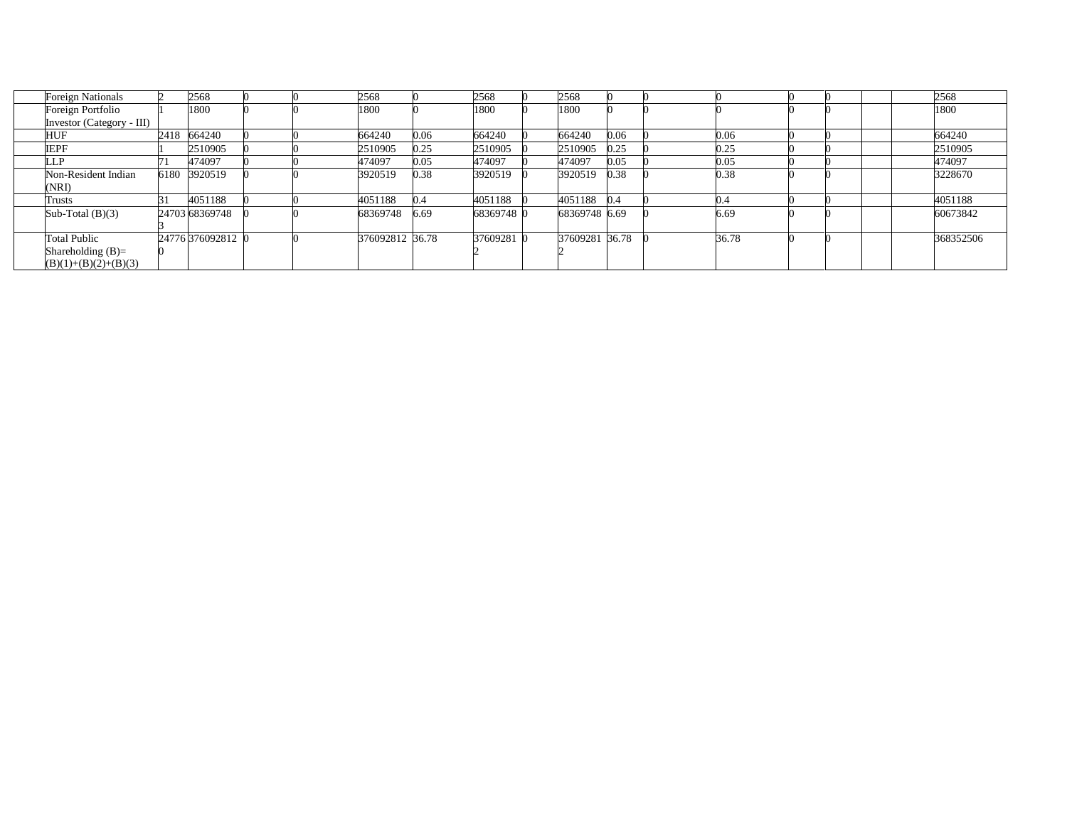| | | | | | | | | | | | | | | | | | | |
|---|---|---|---|---|---|---|---|---|---|---|---|---|---|---|---|---|---|---|
| | Foreign Nationals | 2 | 2568 | 0 | 0 | 2568 | 0 | 2568 | 0 | 2568 | 0 | 0 | 0 | 0 | 0 | | | 2568 |
| | Foreign Portfolio Investor (Category - III) | 1 | 1800 | 0 | 0 | 1800 | 0 | 1800 | 0 | 1800 | 0 | 0 | 0 | 0 | 0 | | | 1800 |
| | HUF | 2418 | 664240 | 0 | 0 | 664240 | 0.06 | 664240 | 0 | 664240 | 0.06 | 0 | 0.06 | 0 | 0 | | | 664240 |
| | IEPF | 1 | 2510905 | 0 | 0 | 2510905 | 0.25 | 2510905 | 0 | 2510905 | 0.25 | 0 | 0.25 | 0 | 0 | | | 2510905 |
| | LLP | 71 | 474097 | 0 | 0 | 474097 | 0.05 | 474097 | 0 | 474097 | 0.05 | 0 | 0.05 | 0 | 0 | | | 474097 |
| | Non-Resident Indian (NRI) | 6180 | 3920519 | 0 | 0 | 3920519 | 0.38 | 3920519 | 0 | 3920519 | 0.38 | 0 | 0.38 | 0 | 0 | | | 3228670 |
| | Trusts | 31 | 4051188 | 0 | 0 | 4051188 | 0.4 | 4051188 | 0 | 4051188 | 0.4 | 0 | 0.4 | 0 | 0 | | | 4051188 |
| | Sub-Total (B)(3) | 247033 | 68369748 | 0 | 0 | 68369748 | 6.69 | 68369748 | 0 | 68369748 | 6.69 | 0 | 6.69 | 0 | 0 | | | 60673842 |
| | Total Public Shareholding (B)= (B)(1)+(B)(2)+(B)(3) | 247760 | 376092812 | 0 | 0 | 376092812 | 36.78 | 376092812 | 0 | 376092812 | 36.78 | 0 | 36.78 | 0 | 0 | | | 368352506 |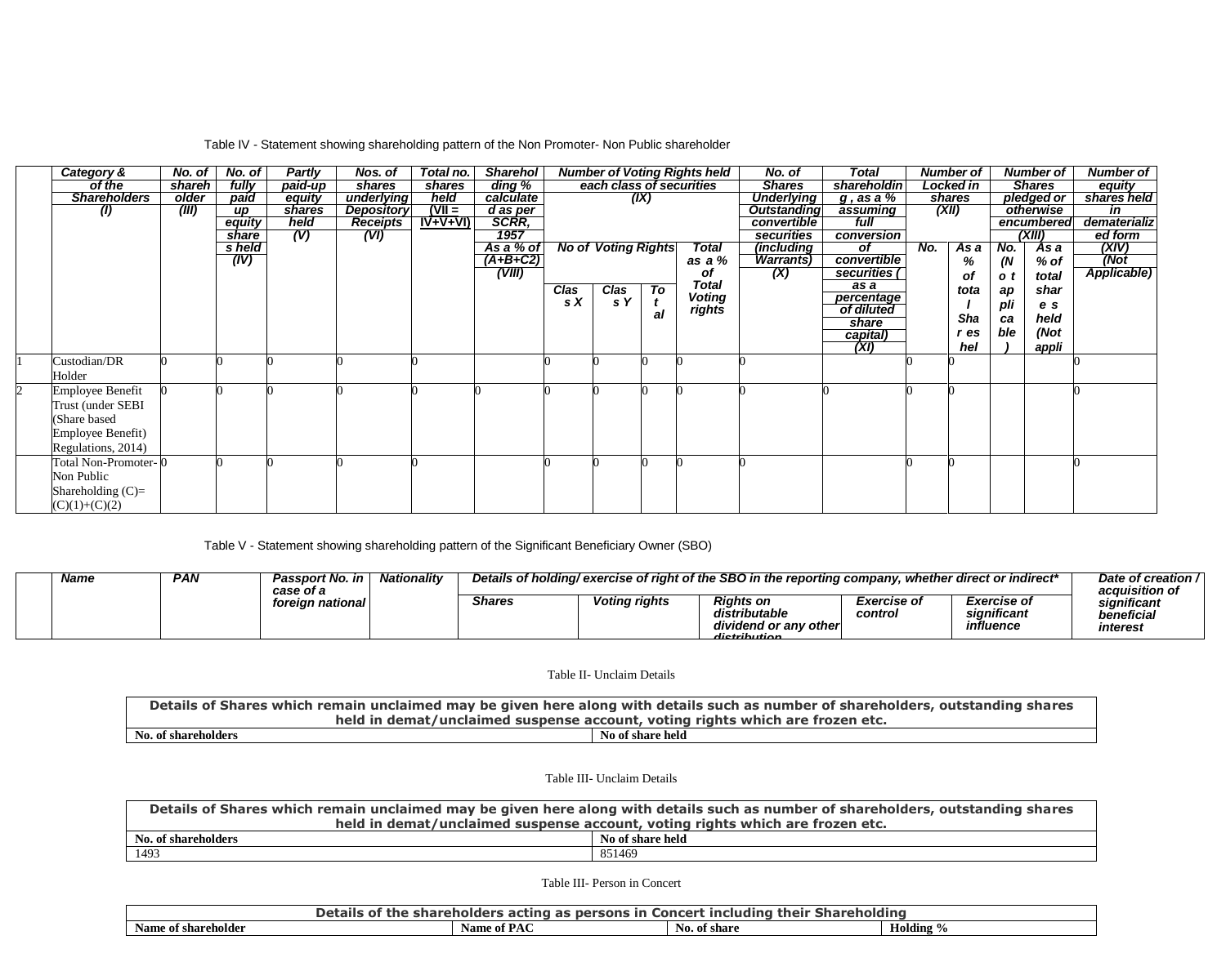Table IV - Statement showing shareholding pattern of the Non Promoter- Non Public shareholder

| | Category & of the Shareholders (I) | No. of shareholder (III) | No. of fully paid up equity shares held (IV) | Partly paid-up equity shares held (V) | Nos. of shares underlying Depository Receipts (VI) | Total no. shares held (VII = IV+V+VI) | Shareholding % calculated as per SCRR, 1957 As a % of (A+B+C2) (VIII) | Number of Voting Rights held in each class of securities (IX) | | | | No. of Shares Underlying Outstanding convertible securities (including Warrants) (X) | Total shareholding , as a % assuming full conversion of convertible securities ( as a percentage of diluted share capital) (XI) | Number of Locked in shares (XII) | | Number of Shares pledged or otherwise encumbered (XIII) | | Number of equity shares held in dematerialized form (XIV) (Not Applicable) |
|---|---|---|---|---|---|---|---|---|---|---|---|---|---|---|---|---|---|---|
| | | | | | | | | No of Voting Rights | | | Total as a % of Total Voting rights | | | No. | As a % of total Shares held | No. (Not applicable) | As a % of total shares held (Not appli | |
| | | | | | | | | Class X | Class Y | Total | | | | | | | | |
| 1 | Custodian/DR Holder | 0 | 0 | 0 | 0 | 0 | | 0 | 0 | 0 | 0 | 0 | | 0 | 0 | | | 0 |
| 2 | Employee Benefit Trust (under SEBI (Share based Employee Benefit) Regulations, 2014) | 0 | 0 | 0 | 0 | 0 | 0 | 0 | 0 | 0 | 0 | 0 | 0 | 0 | 0 | | | 0 |
| | Total Non-Promoter- Non Public Shareholding (C)= (C)(1)+(C)(2) | 0 | 0 | 0 | 0 | 0 | | 0 | 0 | 0 | 0 | 0 | | 0 | 0 | | | 0 |

Table V - Statement showing shareholding pattern of the Significant Beneficiary Owner (SBO)

| | Name | PAN | Passport No. in case of a foreign national | Nationality | Details of holding/ exercise of right of the SBO in the reporting company, whether direct or indirect* | | | | | Date of creation / acquisition of significant beneficial interest |
|---|---|---|---|---|---|---|---|---|---|---|
| | | | | | Shares | Voting rights | Rights on distributable dividend or any other distribution | Exercise of control | Exercise of significant influence | |

Table II- Unclaim Details

| Details of Shares which remain unclaimed may be given here along with details such as number of shareholders, outstanding shares held in demat/unclaimed suspense account, voting rights which are frozen etc. | |
|---|---|
| **No. of shareholders** | **No of share held** |

Table III- Unclaim Details

| Details of Shares which remain unclaimed may be given here along with details such as number of shareholders, outstanding shares held in demat/unclaimed suspense account, voting rights which are frozen etc. | |
|---|---|
| **No. of shareholders** | **No of share held** |
| 1493 | 851469 |

Table III- Person in Concert

| Details of the shareholders acting as persons in Concert including their Shareholding | | | |
|---|---|---|---|
| **Name of shareholder** | **Name of PAC** | **No. of share** | **Holding %** |